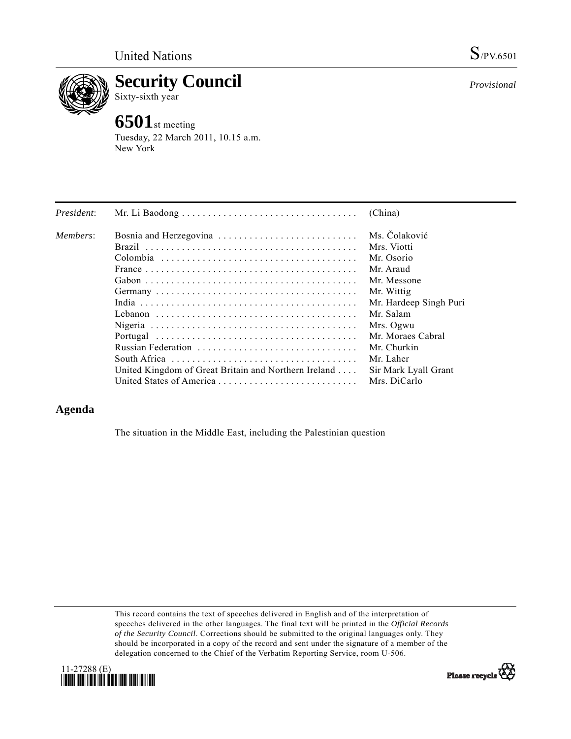United Nations S/PV.6501

# Security Council

Sixty-sixth year

*Provisional*

## 6501st meeting

Tuesday, 22 March 2011, 10.15 a.m.
New York

| | | |
|---|---|---|
| *President*: | Mr. Li Baodong | (China) |
| *Members*: | Bosnia and Herzegovina | Ms. Čolaković |
| | Brazil | Mrs. Viotti |
| | Colombia | Mr. Osorio |
| | France | Mr. Araud |
| | Gabon | Mr. Messone |
| | Germany | Mr. Wittig |
| | India | Mr. Hardeep Singh Puri |
| | Lebanon | Mr. Salam |
| | Nigeria | Mrs. Ogwu |
| | Portugal | Mr. Moraes Cabral |
| | Russian Federation | Mr. Churkin |
| | South Africa | Mr. Laher |
| | United Kingdom of Great Britain and Northern Ireland | Sir Mark Lyall Grant |
| | United States of America | Mrs. DiCarlo |

## Agenda

The situation in the Middle East, including the Palestinian question

This record contains the text of speeches delivered in English and of the interpretation of speeches delivered in the other languages. The final text will be printed in the *Official Records of the Security Council*. Corrections should be submitted to the original languages only. They should be incorporated in a copy of the record and sent under the signature of a member of the delegation concerned to the Chief of the Verbatim Reporting Service, room U-506.

11-27288 (E)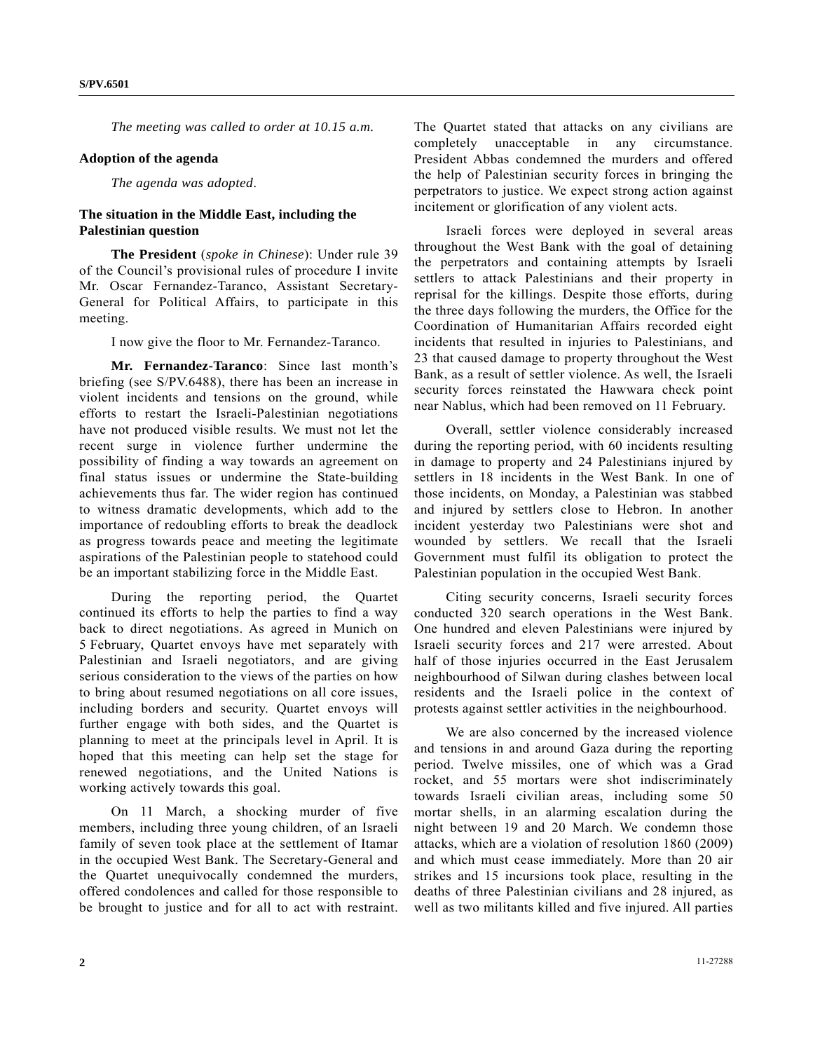*The meeting was called to order at 10.15 a.m.*

**Adoption of the agenda**

*The agenda was adopted*.

**The situation in the Middle East, including the Palestinian question**

**The President** (*spoke in Chinese*): Under rule 39 of the Council's provisional rules of procedure I invite Mr. Oscar Fernandez-Taranco, Assistant Secretary-General for Political Affairs, to participate in this meeting.

I now give the floor to Mr. Fernandez-Taranco.

**Mr. Fernandez-Taranco**: Since last month's briefing (see S/PV.6488), there has been an increase in violent incidents and tensions on the ground, while efforts to restart the Israeli-Palestinian negotiations have not produced visible results. We must not let the recent surge in violence further undermine the possibility of finding a way towards an agreement on final status issues or undermine the State-building achievements thus far. The wider region has continued to witness dramatic developments, which add to the importance of redoubling efforts to break the deadlock as progress towards peace and meeting the legitimate aspirations of the Palestinian people to statehood could be an important stabilizing force in the Middle East.

During the reporting period, the Quartet continued its efforts to help the parties to find a way back to direct negotiations. As agreed in Munich on 5 February, Quartet envoys have met separately with Palestinian and Israeli negotiators, and are giving serious consideration to the views of the parties on how to bring about resumed negotiations on all core issues, including borders and security. Quartet envoys will further engage with both sides, and the Quartet is planning to meet at the principals level in April. It is hoped that this meeting can help set the stage for renewed negotiations, and the United Nations is working actively towards this goal.

On 11 March, a shocking murder of five members, including three young children, of an Israeli family of seven took place at the settlement of Itamar in the occupied West Bank. The Secretary-General and the Quartet unequivocally condemned the murders, offered condolences and called for those responsible to be brought to justice and for all to act with restraint. The Quartet stated that attacks on any civilians are completely unacceptable in any circumstance. President Abbas condemned the murders and offered the help of Palestinian security forces in bringing the perpetrators to justice. We expect strong action against incitement or glorification of any violent acts.

Israeli forces were deployed in several areas throughout the West Bank with the goal of detaining the perpetrators and containing attempts by Israeli settlers to attack Palestinians and their property in reprisal for the killings. Despite those efforts, during the three days following the murders, the Office for the Coordination of Humanitarian Affairs recorded eight incidents that resulted in injuries to Palestinians, and 23 that caused damage to property throughout the West Bank, as a result of settler violence. As well, the Israeli security forces reinstated the Hawwara check point near Nablus, which had been removed on 11 February.

Overall, settler violence considerably increased during the reporting period, with 60 incidents resulting in damage to property and 24 Palestinians injured by settlers in 18 incidents in the West Bank. In one of those incidents, on Monday, a Palestinian was stabbed and injured by settlers close to Hebron. In another incident yesterday two Palestinians were shot and wounded by settlers. We recall that the Israeli Government must fulfil its obligation to protect the Palestinian population in the occupied West Bank.

Citing security concerns, Israeli security forces conducted 320 search operations in the West Bank. One hundred and eleven Palestinians were injured by Israeli security forces and 217 were arrested. About half of those injuries occurred in the East Jerusalem neighbourhood of Silwan during clashes between local residents and the Israeli police in the context of protests against settler activities in the neighbourhood.

We are also concerned by the increased violence and tensions in and around Gaza during the reporting period. Twelve missiles, one of which was a Grad rocket, and 55 mortars were shot indiscriminately towards Israeli civilian areas, including some 50 mortar shells, in an alarming escalation during the night between 19 and 20 March. We condemn those attacks, which are a violation of resolution 1860 (2009) and which must cease immediately. More than 20 air strikes and 15 incursions took place, resulting in the deaths of three Palestinian civilians and 28 injured, as well as two militants killed and five injured. All parties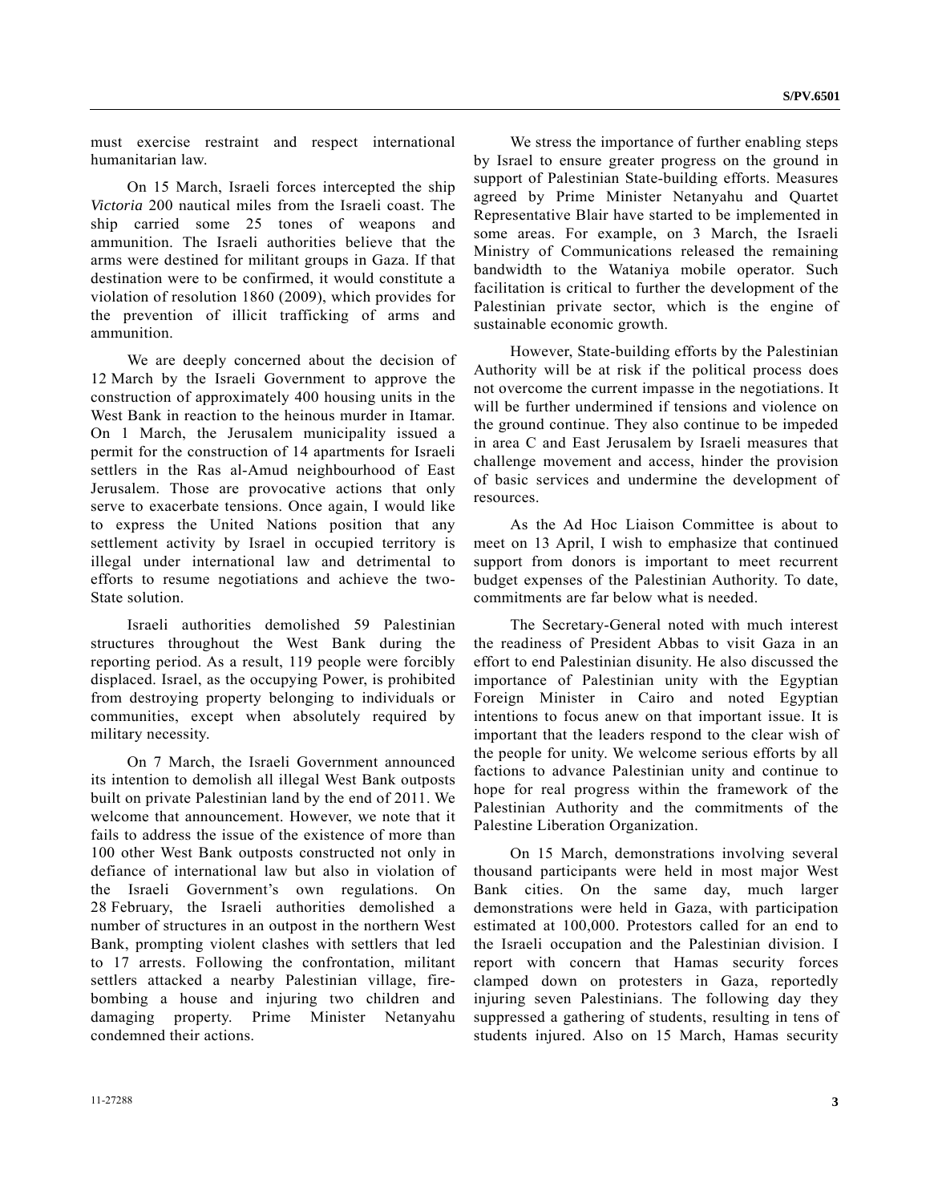must exercise restraint and respect international humanitarian law.

On 15 March, Israeli forces intercepted the ship *Victoria* 200 nautical miles from the Israeli coast. The ship carried some 25 tones of weapons and ammunition. The Israeli authorities believe that the arms were destined for militant groups in Gaza. If that destination were to be confirmed, it would constitute a violation of resolution 1860 (2009), which provides for the prevention of illicit trafficking of arms and ammunition.

We are deeply concerned about the decision of 12 March by the Israeli Government to approve the construction of approximately 400 housing units in the West Bank in reaction to the heinous murder in Itamar. On 1 March, the Jerusalem municipality issued a permit for the construction of 14 apartments for Israeli settlers in the Ras al-Amud neighbourhood of East Jerusalem. Those are provocative actions that only serve to exacerbate tensions. Once again, I would like to express the United Nations position that any settlement activity by Israel in occupied territory is illegal under international law and detrimental to efforts to resume negotiations and achieve the two-State solution.

Israeli authorities demolished 59 Palestinian structures throughout the West Bank during the reporting period. As a result, 119 people were forcibly displaced. Israel, as the occupying Power, is prohibited from destroying property belonging to individuals or communities, except when absolutely required by military necessity.

On 7 March, the Israeli Government announced its intention to demolish all illegal West Bank outposts built on private Palestinian land by the end of 2011. We welcome that announcement. However, we note that it fails to address the issue of the existence of more than 100 other West Bank outposts constructed not only in defiance of international law but also in violation of the Israeli Government's own regulations. On 28 February, the Israeli authorities demolished a number of structures in an outpost in the northern West Bank, prompting violent clashes with settlers that led to 17 arrests. Following the confrontation, militant settlers attacked a nearby Palestinian village, fire-bombing a house and injuring two children and damaging property. Prime Minister Netanyahu condemned their actions.

We stress the importance of further enabling steps by Israel to ensure greater progress on the ground in support of Palestinian State-building efforts. Measures agreed by Prime Minister Netanyahu and Quartet Representative Blair have started to be implemented in some areas. For example, on 3 March, the Israeli Ministry of Communications released the remaining bandwidth to the Wataniya mobile operator. Such facilitation is critical to further the development of the Palestinian private sector, which is the engine of sustainable economic growth.

However, State-building efforts by the Palestinian Authority will be at risk if the political process does not overcome the current impasse in the negotiations. It will be further undermined if tensions and violence on the ground continue. They also continue to be impeded in area C and East Jerusalem by Israeli measures that challenge movement and access, hinder the provision of basic services and undermine the development of resources.

As the Ad Hoc Liaison Committee is about to meet on 13 April, I wish to emphasize that continued support from donors is important to meet recurrent budget expenses of the Palestinian Authority. To date, commitments are far below what is needed.

The Secretary-General noted with much interest the readiness of President Abbas to visit Gaza in an effort to end Palestinian disunity. He also discussed the importance of Palestinian unity with the Egyptian Foreign Minister in Cairo and noted Egyptian intentions to focus anew on that important issue. It is important that the leaders respond to the clear wish of the people for unity. We welcome serious efforts by all factions to advance Palestinian unity and continue to hope for real progress within the framework of the Palestinian Authority and the commitments of the Palestine Liberation Organization.

On 15 March, demonstrations involving several thousand participants were held in most major West Bank cities. On the same day, much larger demonstrations were held in Gaza, with participation estimated at 100,000. Protestors called for an end to the Israeli occupation and the Palestinian division. I report with concern that Hamas security forces clamped down on protesters in Gaza, reportedly injuring seven Palestinians. The following day they suppressed a gathering of students, resulting in tens of students injured. Also on 15 March, Hamas security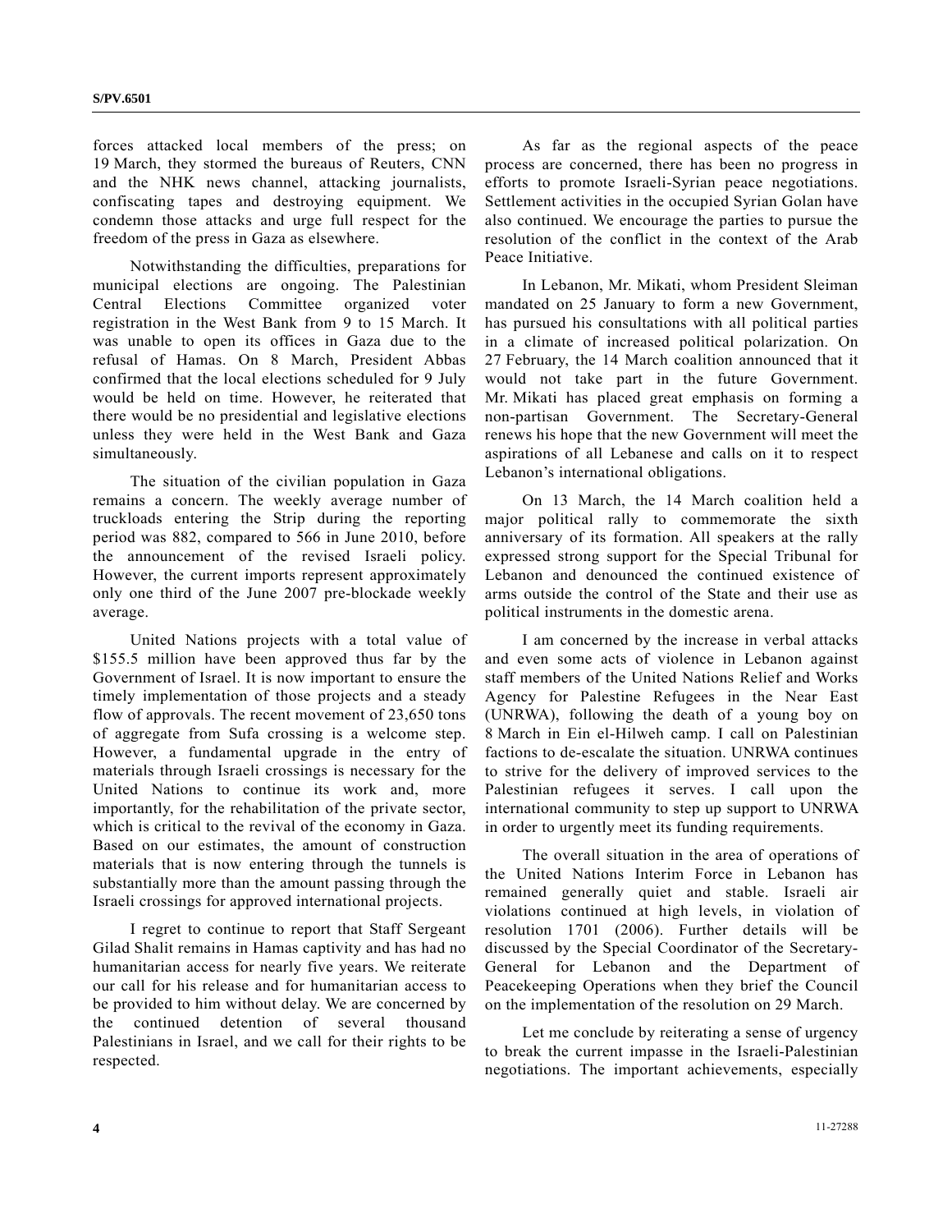forces attacked local members of the press; on 19 March, they stormed the bureaus of Reuters, CNN and the NHK news channel, attacking journalists, confiscating tapes and destroying equipment. We condemn those attacks and urge full respect for the freedom of the press in Gaza as elsewhere.

Notwithstanding the difficulties, preparations for municipal elections are ongoing. The Palestinian Central Elections Committee organized voter registration in the West Bank from 9 to 15 March. It was unable to open its offices in Gaza due to the refusal of Hamas. On 8 March, President Abbas confirmed that the local elections scheduled for 9 July would be held on time. However, he reiterated that there would be no presidential and legislative elections unless they were held in the West Bank and Gaza simultaneously.

The situation of the civilian population in Gaza remains a concern. The weekly average number of truckloads entering the Strip during the reporting period was 882, compared to 566 in June 2010, before the announcement of the revised Israeli policy. However, the current imports represent approximately only one third of the June 2007 pre-blockade weekly average.

United Nations projects with a total value of $155.5 million have been approved thus far by the Government of Israel. It is now important to ensure the timely implementation of those projects and a steady flow of approvals. The recent movement of 23,650 tons of aggregate from Sufa crossing is a welcome step. However, a fundamental upgrade in the entry of materials through Israeli crossings is necessary for the United Nations to continue its work and, more importantly, for the rehabilitation of the private sector, which is critical to the revival of the economy in Gaza. Based on our estimates, the amount of construction materials that is now entering through the tunnels is substantially more than the amount passing through the Israeli crossings for approved international projects.

I regret to continue to report that Staff Sergeant Gilad Shalit remains in Hamas captivity and has had no humanitarian access for nearly five years. We reiterate our call for his release and for humanitarian access to be provided to him without delay. We are concerned by the continued detention of several thousand Palestinians in Israel, and we call for their rights to be respected.

As far as the regional aspects of the peace process are concerned, there has been no progress in efforts to promote Israeli-Syrian peace negotiations. Settlement activities in the occupied Syrian Golan have also continued. We encourage the parties to pursue the resolution of the conflict in the context of the Arab Peace Initiative.

In Lebanon, Mr. Mikati, whom President Sleiman mandated on 25 January to form a new Government, has pursued his consultations with all political parties in a climate of increased political polarization. On 27 February, the 14 March coalition announced that it would not take part in the future Government. Mr. Mikati has placed great emphasis on forming a non-partisan Government. The Secretary-General renews his hope that the new Government will meet the aspirations of all Lebanese and calls on it to respect Lebanon's international obligations.

On 13 March, the 14 March coalition held a major political rally to commemorate the sixth anniversary of its formation. All speakers at the rally expressed strong support for the Special Tribunal for Lebanon and denounced the continued existence of arms outside the control of the State and their use as political instruments in the domestic arena.

I am concerned by the increase in verbal attacks and even some acts of violence in Lebanon against staff members of the United Nations Relief and Works Agency for Palestine Refugees in the Near East (UNRWA), following the death of a young boy on 8 March in Ein el-Hilweh camp. I call on Palestinian factions to de-escalate the situation. UNRWA continues to strive for the delivery of improved services to the Palestinian refugees it serves. I call upon the international community to step up support to UNRWA in order to urgently meet its funding requirements.

The overall situation in the area of operations of the United Nations Interim Force in Lebanon has remained generally quiet and stable. Israeli air violations continued at high levels, in violation of resolution 1701 (2006). Further details will be discussed by the Special Coordinator of the Secretary-General for Lebanon and the Department of Peacekeeping Operations when they brief the Council on the implementation of the resolution on 29 March.

Let me conclude by reiterating a sense of urgency to break the current impasse in the Israeli-Palestinian negotiations. The important achievements, especially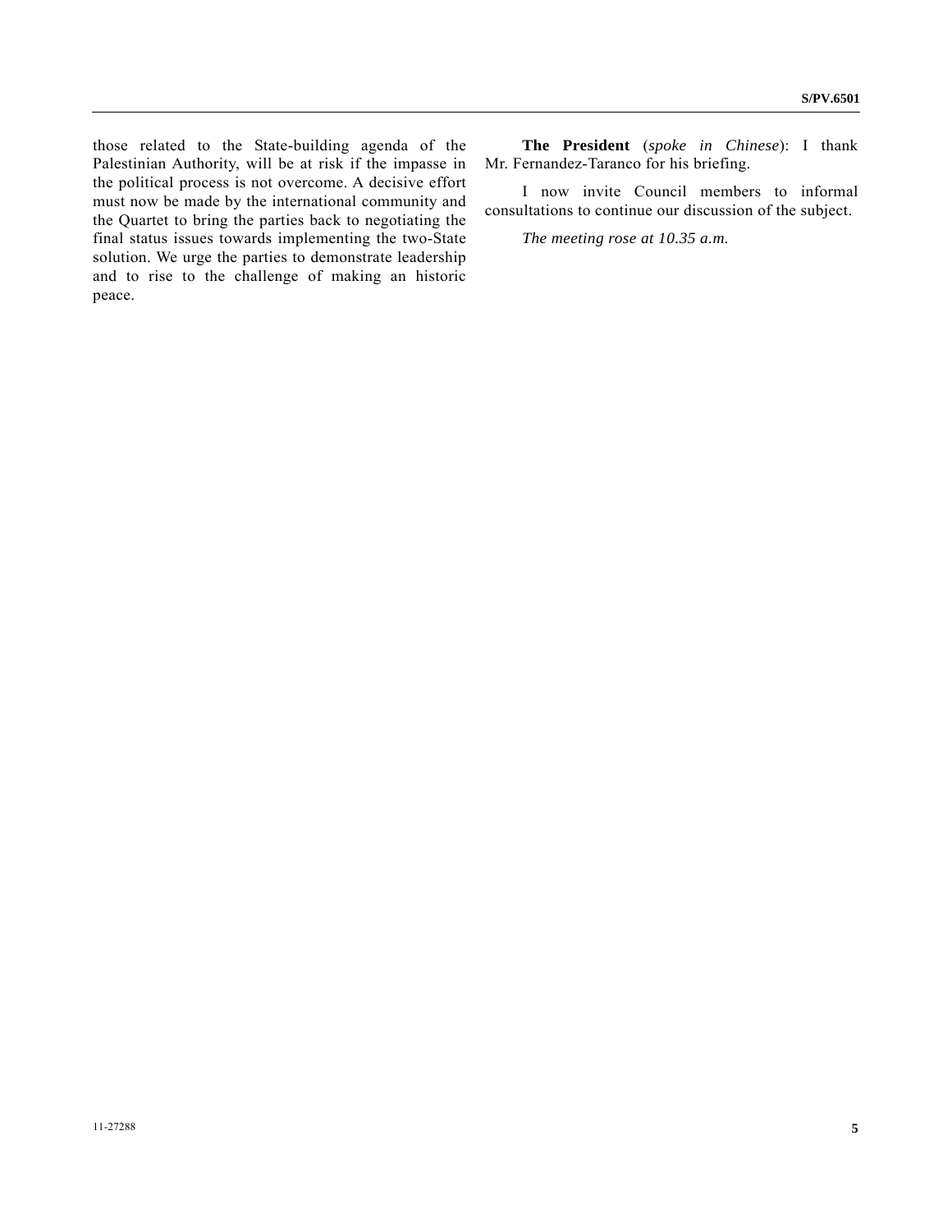those related to the State-building agenda of the Palestinian Authority, will be at risk if the impasse in the political process is not overcome. A decisive effort must now be made by the international community and the Quartet to bring the parties back to negotiating the final status issues towards implementing the two-State solution. We urge the parties to demonstrate leadership and to rise to the challenge of making an historic peace.

**The President** (*spoke in Chinese*): I thank Mr. Fernandez-Taranco for his briefing.

I now invite Council members to informal consultations to continue our discussion of the subject.

*The meeting rose at 10.35 a.m.*